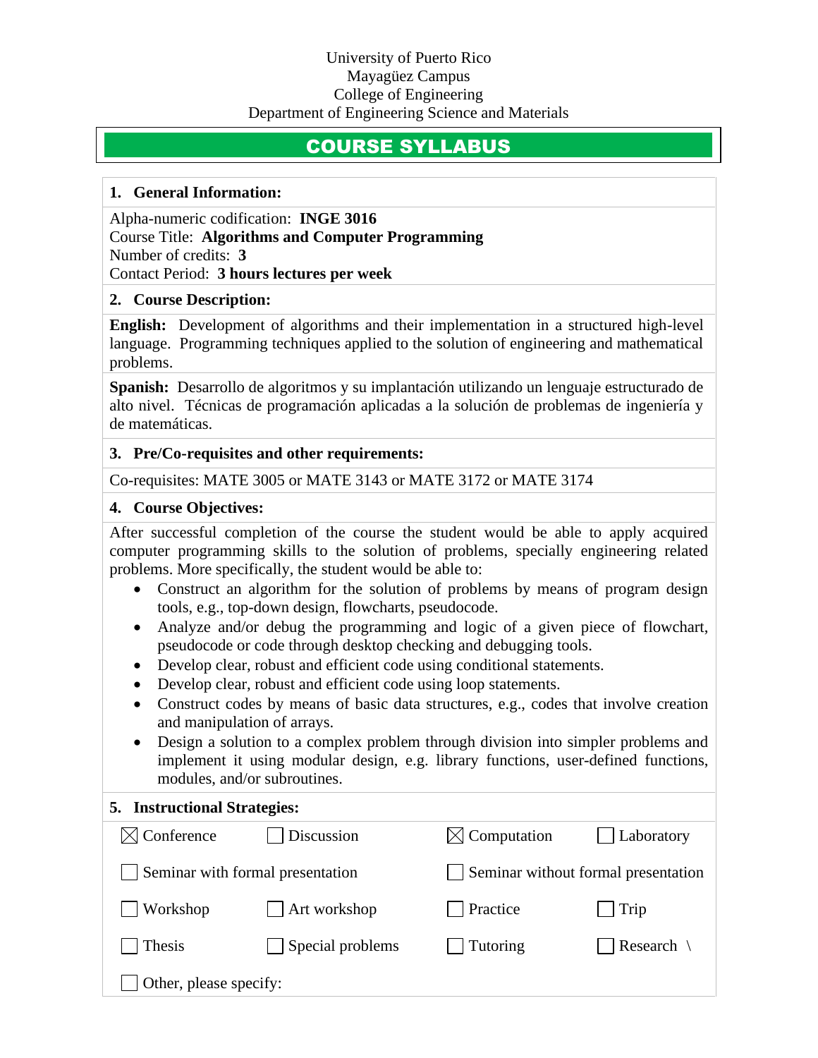University of Puerto Rico
Mayagüez Campus
College of Engineering
Department of Engineering Science and Materials

# COURSE SYLLABUS

## 1. General Information:

Alpha-numeric codification: **INGE 3016**
Course Title: **Algorithms and Computer Programming**
Number of credits: **3**
Contact Period: **3 hours lectures per week**

## 2. Course Description:

**English:** Development of algorithms and their implementation in a structured high-level language. Programming techniques applied to the solution of engineering and mathematical problems.

**Spanish:** Desarrollo de algoritmos y su implantación utilizando un lenguaje estructurado de alto nivel. Técnicas de programación aplicadas a la solución de problemas de ingeniería y de matemáticas.

## 3. Pre/Co-requisites and other requirements:

Co-requisites: MATE 3005 or MATE 3143 or MATE 3172 or MATE 3174

## 4. Course Objectives:

After successful completion of the course the student would be able to apply acquired computer programming skills to the solution of problems, specially engineering related problems. More specifically, the student would be able to:

- Construct an algorithm for the solution of problems by means of program design tools, e.g., top-down design, flowcharts, pseudocode.
- Analyze and/or debug the programming and logic of a given piece of flowchart, pseudocode or code through desktop checking and debugging tools.
- Develop clear, robust and efficient code using conditional statements.
- Develop clear, robust and efficient code using loop statements.
- Construct codes by means of basic data structures, e.g., codes that involve creation and manipulation of arrays.
- Design a solution to a complex problem through division into simpler problems and implement it using modular design, e.g. library functions, user-defined functions, modules, and/or subroutines.

## 5. Instructional Strategies:

- [x] Conference
- [ ] Discussion
- [x] Computation
- [ ] Laboratory
- [ ] Seminar with formal presentation
- [ ] Seminar without formal presentation
- [ ] Workshop
- [ ] Art workshop
- [ ] Practice
- [ ] Trip
- [ ] Thesis
- [ ] Special problems
- [ ] Tutoring
- [ ] Research \
- [ ] Other, please specify: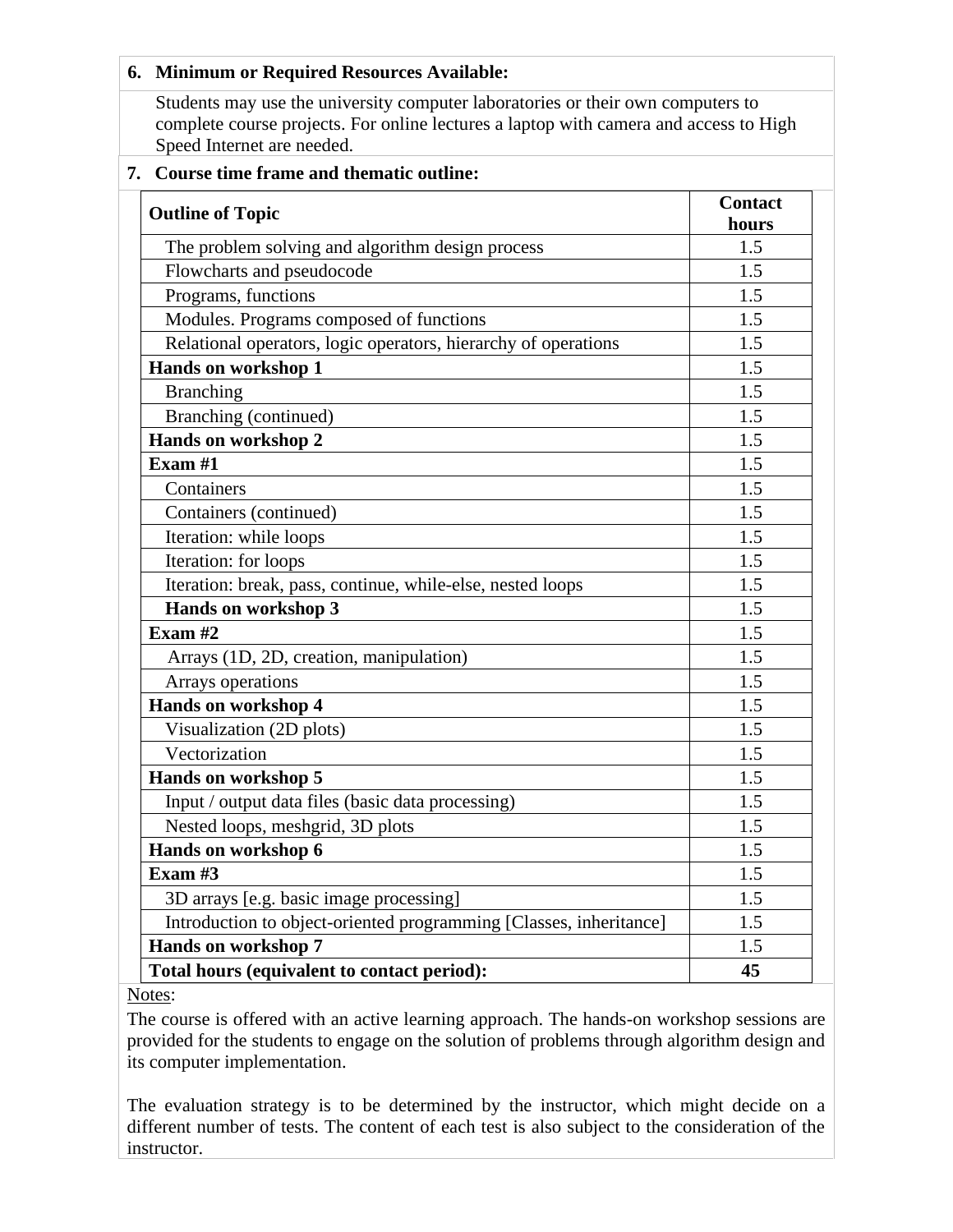**6. Minimum or Required Resources Available:**

Students may use the university computer laboratories or their own computers to complete course projects. For online lectures a laptop with camera and access to High Speed Internet are needed.

**7. Course time frame and thematic outline:**

| **Outline of Topic** | **Contact hours** |
|---|---|
| The problem solving and algorithm design process | 1.5 |
| Flowcharts and pseudocode | 1.5 |
| Programs, functions | 1.5 |
| Modules. Programs composed of functions | 1.5 |
| Relational operators, logic operators, hierarchy of operations | 1.5 |
| **Hands on workshop 1** | 1.5 |
| Branching | 1.5 |
| Branching (continued) | 1.5 |
| **Hands on workshop 2** | 1.5 |
| **Exam #1** | 1.5 |
| Containers | 1.5 |
| Containers (continued) | 1.5 |
| Iteration: while loops | 1.5 |
| Iteration: for loops | 1.5 |
| Iteration: break, pass, continue, while-else, nested loops | 1.5 |
| **Hands on workshop 3** | 1.5 |
| **Exam #2** | 1.5 |
| Arrays (1D, 2D, creation, manipulation) | 1.5 |
| Arrays operations | 1.5 |
| **Hands on workshop 4** | 1.5 |
| Visualization (2D plots) | 1.5 |
| Vectorization | 1.5 |
| **Hands on workshop 5** | 1.5 |
| Input / output data files (basic data processing) | 1.5 |
| Nested loops, meshgrid, 3D plots | 1.5 |
| **Hands on workshop 6** | 1.5 |
| **Exam #3** | 1.5 |
| 3D arrays [e.g. basic image processing] | 1.5 |
| Introduction to object-oriented programming [Classes, inheritance] | 1.5 |
| **Hands on workshop 7** | 1.5 |
| **Total hours (equivalent to contact period):** | **45** |

Notes:

The course is offered with an active learning approach. The hands-on workshop sessions are provided for the students to engage on the solution of problems through algorithm design and its computer implementation.

The evaluation strategy is to be determined by the instructor, which might decide on a different number of tests. The content of each test is also subject to the consideration of the instructor.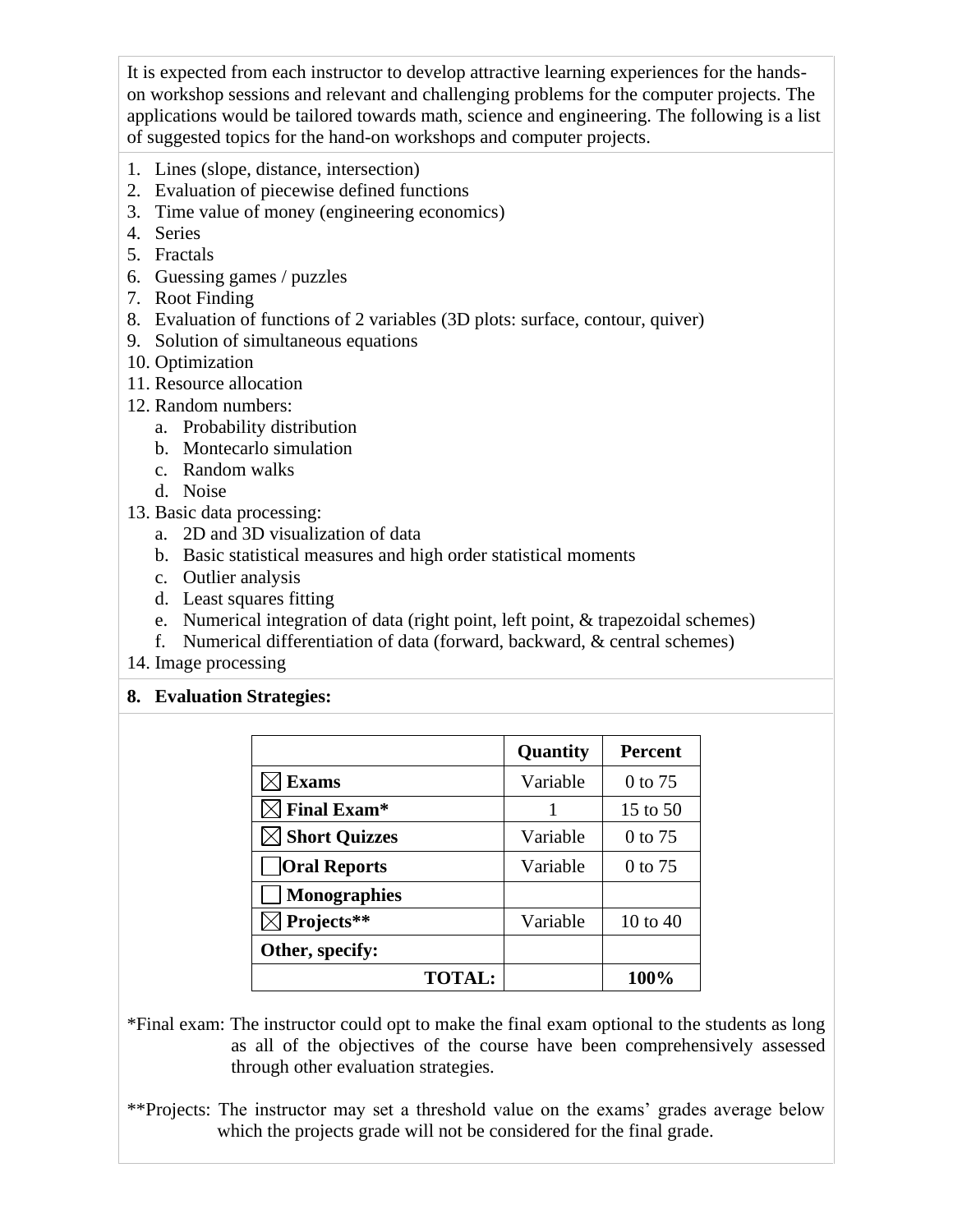It is expected from each instructor to develop attractive learning experiences for the hands-on workshop sessions and relevant and challenging problems for the computer projects. The applications would be tailored towards math, science and engineering. The following is a list of suggested topics for the hand-on workshops and computer projects.

1. Lines (slope, distance, intersection)
2. Evaluation of piecewise defined functions
3. Time value of money (engineering economics)
4. Series
5. Fractals
6. Guessing games / puzzles
7. Root Finding
8. Evaluation of functions of 2 variables (3D plots: surface, contour, quiver)
9. Solution of simultaneous equations
10. Optimization
11. Resource allocation
12. Random numbers:
    a. Probability distribution
    b. Montecarlo simulation
    c. Random walks
    d. Noise
13. Basic data processing:
    a. 2D and 3D visualization of data
    b. Basic statistical measures and high order statistical moments
    c. Outlier analysis
    d. Least squares fitting
    e. Numerical integration of data (right point, left point, & trapezoidal schemes)
    f. Numerical differentiation of data (forward, backward, & central schemes)
14. Image processing

**8. Evaluation Strategies:**

| | **Quantity** | **Percent** |
|---|---|---|
| ☒ **Exams** | Variable | 0 to 75 |
| ☒ **Final Exam*** | 1 | 15 to 50 |
| ☒ **Short Quizzes** | Variable | 0 to 75 |
| ☐ **Oral Reports** | Variable | 0 to 75 |
| ☐ **Monographies** | | |
| ☒ **Projects**** | Variable | 10 to 40 |
| **Other, specify:** | | |
| **TOTAL:** | | **100%** |

*Final exam: The instructor could opt to make the final exam optional to the students as long as all of the objectives of the course have been comprehensively assessed through other evaluation strategies.

**Projects: The instructor may set a threshold value on the exams' grades average below which the projects grade will not be considered for the final grade.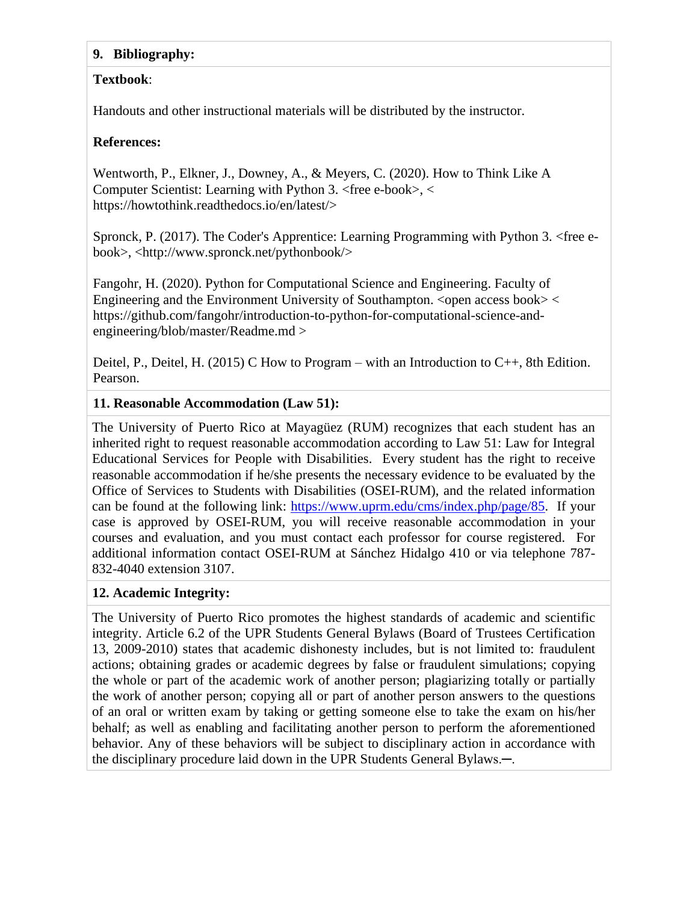## 9. Bibliography:

**Textbook**:

Handouts and other instructional materials will be distributed by the instructor.

**References:**

Wentworth, P., Elkner, J., Downey, A., & Meyers, C. (2020). How to Think Like A Computer Scientist: Learning with Python 3. <free e-book>, < https://howtothink.readthedocs.io/en/latest/>

Spronck, P. (2017). The Coder's Apprentice: Learning Programming with Python 3. <free e-book>, <http://www.spronck.net/pythonbook/>

Fangohr, H. (2020). Python for Computational Science and Engineering. Faculty of Engineering and the Environment University of Southampton. <open access book> < https://github.com/fangohr/introduction-to-python-for-computational-science-and-engineering/blob/master/Readme.md >

Deitel, P., Deitel, H. (2015) C How to Program – with an Introduction to C++, 8th Edition. Pearson.

## 11. Reasonable Accommodation (Law 51):

The University of Puerto Rico at Mayagüez (RUM) recognizes that each student has an inherited right to request reasonable accommodation according to Law 51: Law for Integral Educational Services for People with Disabilities. Every student has the right to receive reasonable accommodation if he/she presents the necessary evidence to be evaluated by the Office of Services to Students with Disabilities (OSEI-RUM), and the related information can be found at the following link: https://www.uprm.edu/cms/index.php/page/85. If your case is approved by OSEI-RUM, you will receive reasonable accommodation in your courses and evaluation, and you must contact each professor for course registered. For additional information contact OSEI-RUM at Sánchez Hidalgo 410 or via telephone 787-832-4040 extension 3107.

## 12. Academic Integrity:

The University of Puerto Rico promotes the highest standards of academic and scientific integrity. Article 6.2 of the UPR Students General Bylaws (Board of Trustees Certification 13, 2009-2010) states that academic dishonesty includes, but is not limited to: fraudulent actions; obtaining grades or academic degrees by false or fraudulent simulations; copying the whole or part of the academic work of another person; plagiarizing totally or partially the work of another person; copying all or part of another person answers to the questions of an oral or written exam by taking or getting someone else to take the exam on his/her behalf; as well as enabling and facilitating another person to perform the aforementioned behavior. Any of these behaviors will be subject to disciplinary action in accordance with the disciplinary procedure laid down in the UPR Students General Bylaws.—.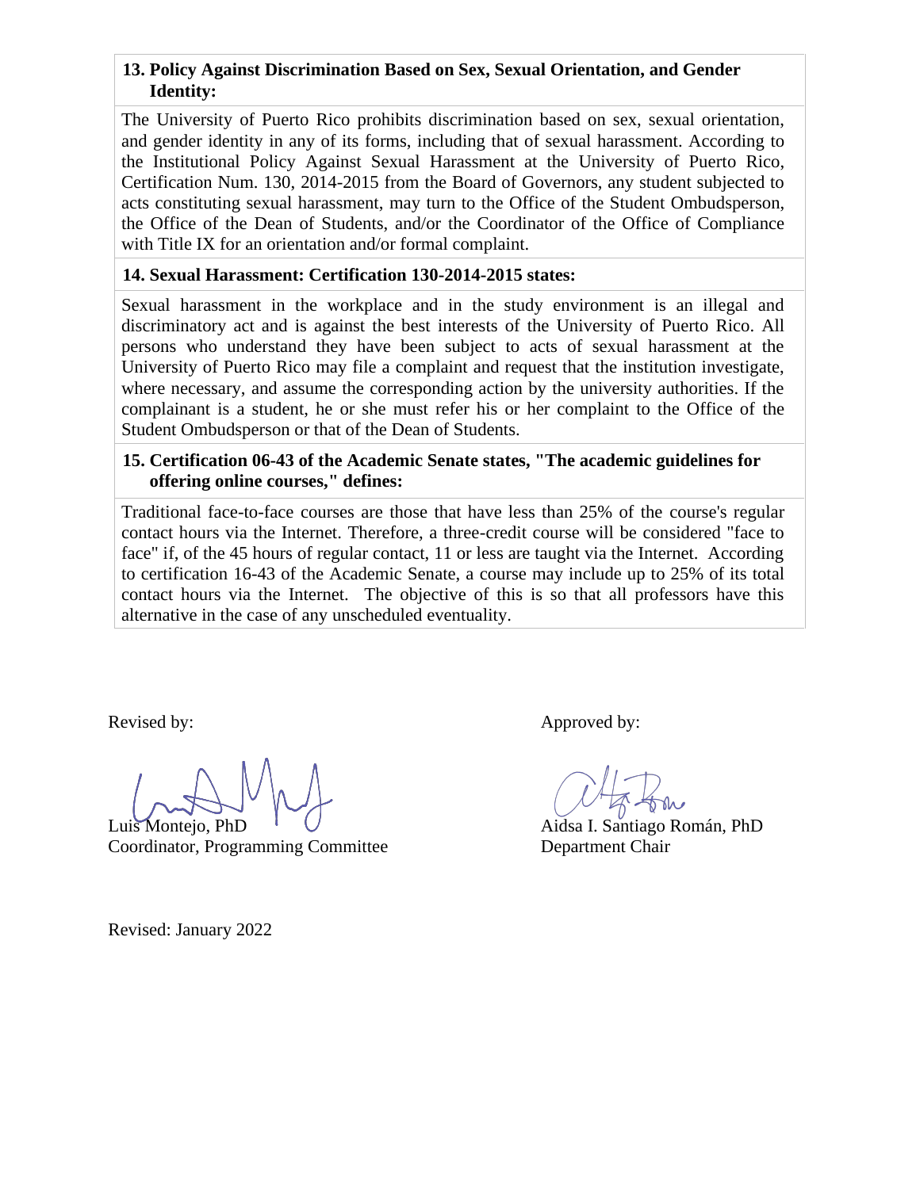**13. Policy Against Discrimination Based on Sex, Sexual Orientation, and Gender Identity:**

The University of Puerto Rico prohibits discrimination based on sex, sexual orientation, and gender identity in any of its forms, including that of sexual harassment. According to the Institutional Policy Against Sexual Harassment at the University of Puerto Rico, Certification Num. 130, 2014-2015 from the Board of Governors, any student subjected to acts constituting sexual harassment, may turn to the Office of the Student Ombudsperson, the Office of the Dean of Students, and/or the Coordinator of the Office of Compliance with Title IX for an orientation and/or formal complaint.

**14. Sexual Harassment: Certification 130-2014-2015 states:**

Sexual harassment in the workplace and in the study environment is an illegal and discriminatory act and is against the best interests of the University of Puerto Rico. All persons who understand they have been subject to acts of sexual harassment at the University of Puerto Rico may file a complaint and request that the institution investigate, where necessary, and assume the corresponding action by the university authorities. If the complainant is a student, he or she must refer his or her complaint to the Office of the Student Ombudsperson or that of the Dean of Students.

**15. Certification 06-43 of the Academic Senate states, "The academic guidelines for offering online courses," defines:**

Traditional face-to-face courses are those that have less than 25% of the course's regular contact hours via the Internet. Therefore, a three-credit course will be considered "face to face" if, of the 45 hours of regular contact, 11 or less are taught via the Internet. According to certification 16-43 of the Academic Senate, a course may include up to 25% of its total contact hours via the Internet. The objective of this is so that all professors have this alternative in the case of any unscheduled eventuality.

Revised by:

Luis Montejo, PhD
Coordinator, Programming Committee

Approved by:

Aidsa I. Santiago Román, PhD
Department Chair

Revised: January 2022